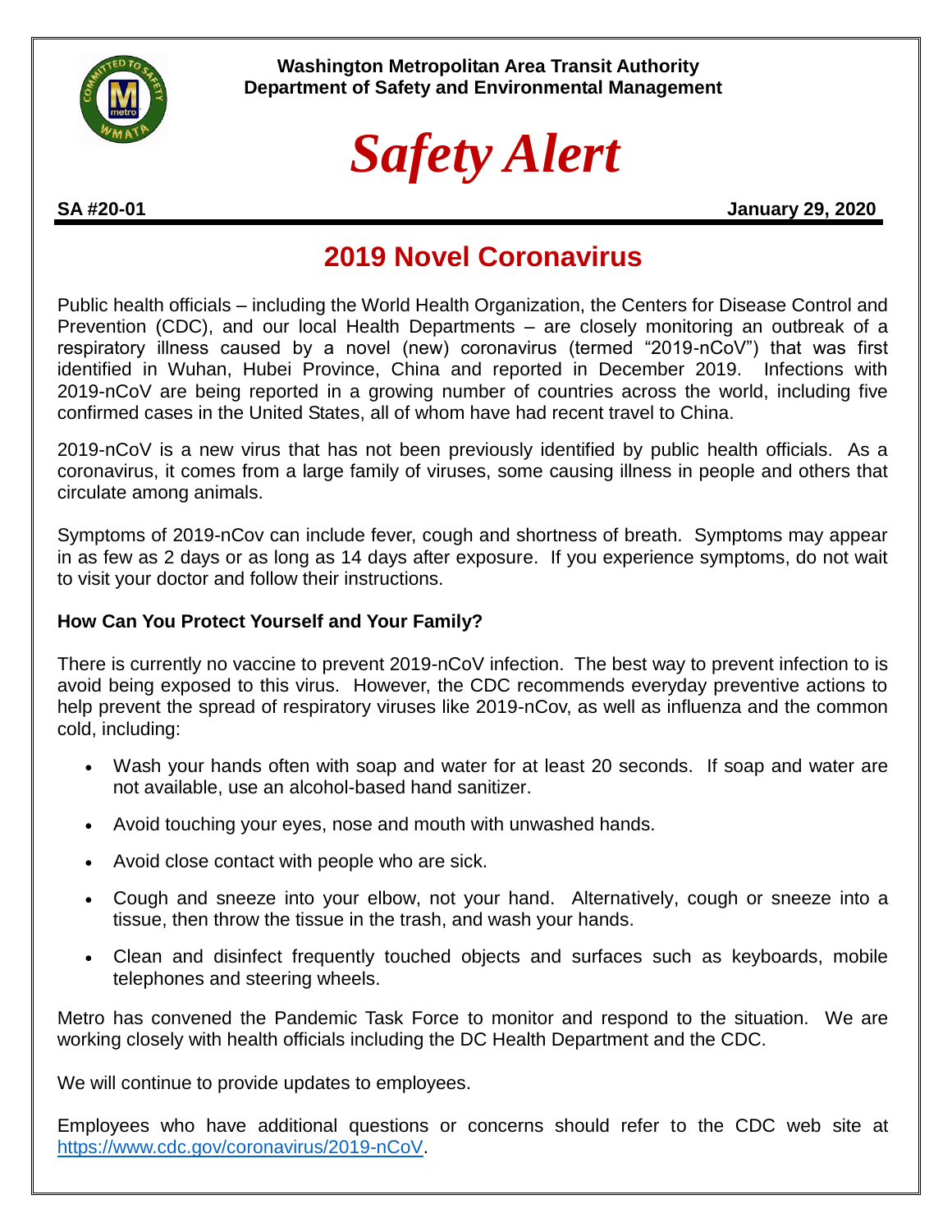**Washington Metropolitan Area Transit Authority**
**Department of Safety and Environmental Management**

# *Safety Alert*

**SA #20-01** **January 29, 2020**

## 2019 Novel Coronavirus

Public health officials – including the World Health Organization, the Centers for Disease Control and Prevention (CDC), and our local Health Departments – are closely monitoring an outbreak of a respiratory illness caused by a novel (new) coronavirus (termed "2019-nCoV") that was first identified in Wuhan, Hubei Province, China and reported in December 2019. Infections with 2019-nCoV are being reported in a growing number of countries across the world, including five confirmed cases in the United States, all of whom have had recent travel to China.

2019-nCoV is a new virus that has not been previously identified by public health officials. As a coronavirus, it comes from a large family of viruses, some causing illness in people and others that circulate among animals.

Symptoms of 2019-nCov can include fever, cough and shortness of breath. Symptoms may appear in as few as 2 days or as long as 14 days after exposure. If you experience symptoms, do not wait to visit your doctor and follow their instructions.

**How Can You Protect Yourself and Your Family?**

There is currently no vaccine to prevent 2019-nCoV infection. The best way to prevent infection to is avoid being exposed to this virus. However, the CDC recommends everyday preventive actions to help prevent the spread of respiratory viruses like 2019-nCov, as well as influenza and the common cold, including:

- Wash your hands often with soap and water for at least 20 seconds. If soap and water are not available, use an alcohol-based hand sanitizer.
- Avoid touching your eyes, nose and mouth with unwashed hands.
- Avoid close contact with people who are sick.
- Cough and sneeze into your elbow, not your hand. Alternatively, cough or sneeze into a tissue, then throw the tissue in the trash, and wash your hands.
- Clean and disinfect frequently touched objects and surfaces such as keyboards, mobile telephones and steering wheels.

Metro has convened the Pandemic Task Force to monitor and respond to the situation. We are working closely with health officials including the DC Health Department and the CDC.

We will continue to provide updates to employees.

Employees who have additional questions or concerns should refer to the CDC web site at https://www.cdc.gov/coronavirus/2019-nCoV.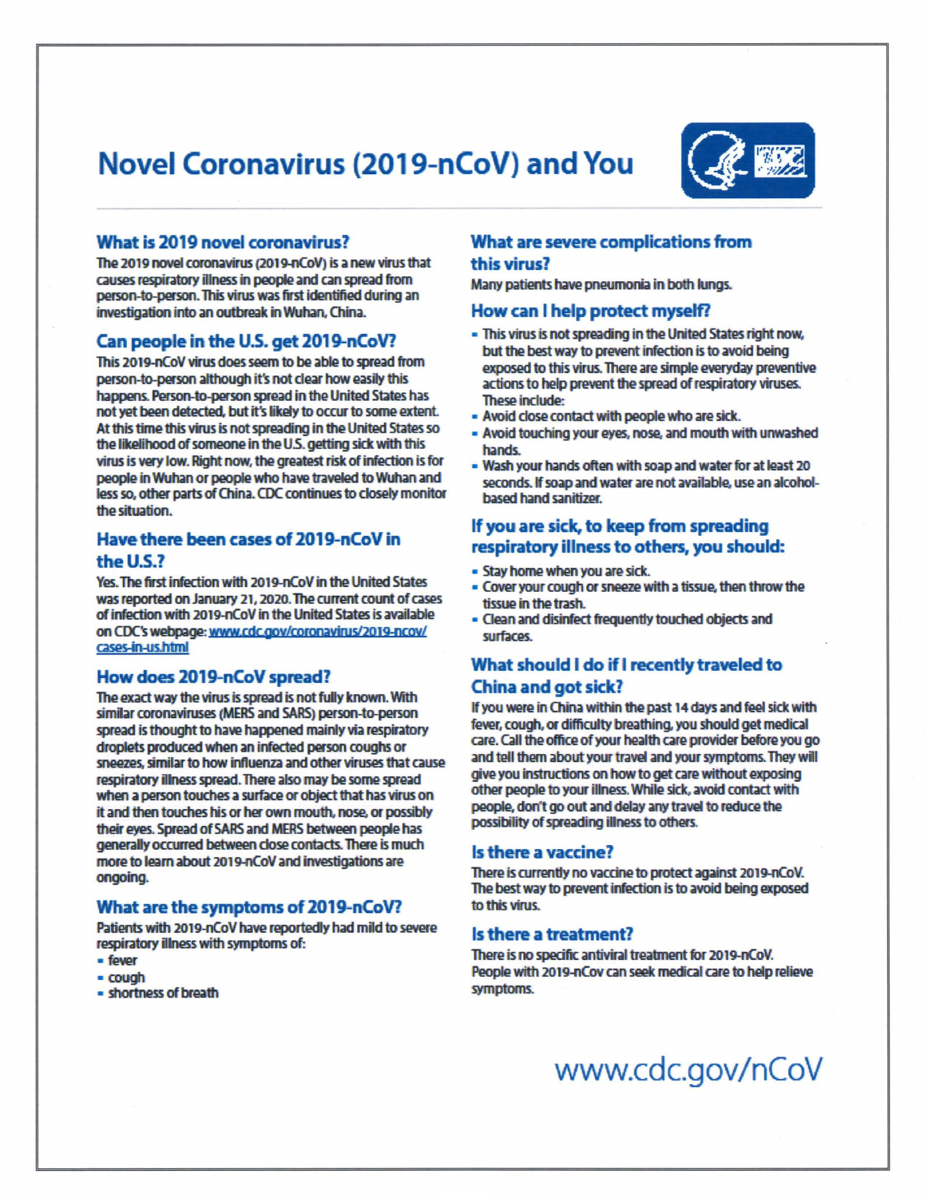# Novel Coronavirus (2019-nCoV) and You

## What is 2019 novel coronavirus?

The 2019 novel coronavirus (2019-nCoV) is a new virus that causes respiratory illness in people and can spread from person-to-person. This virus was first identified during an investigation into an outbreak in Wuhan, China.

## Can people in the U.S. get 2019-nCoV?

This 2019-nCoV virus does seem to be able to spread from person-to-person although it's not clear how easily this happens. Person-to-person spread in the United States has not yet been detected, but it's likely to occur to some extent. At this time this virus is not spreading in the United States so the likelihood of someone in the U.S. getting sick with this virus is very low. Right now, the greatest risk of infection is for people in Wuhan or people who have traveled to Wuhan and less so, other parts of China. CDC continues to closely monitor the situation.

## Have there been cases of 2019-nCoV in the U.S.?

Yes. The first infection with 2019-nCoV in the United States was reported on January 21, 2020. The current count of cases of infection with 2019-nCoV in the United States is available on CDC's webpage: www.cdc.gov/coronavirus/2019-ncov/cases-in-us.html

## How does 2019-nCoV spread?

The exact way the virus is spread is not fully known. With similar coronaviruses (MERS and SARS) person-to-person spread is thought to have happened mainly via respiratory droplets produced when an infected person coughs or sneezes, similar to how influenza and other viruses that cause respiratory illness spread. There also may be some spread when a person touches a surface or object that has virus on it and then touches his or her own mouth, nose, or possibly their eyes. Spread of SARS and MERS between people has generally occurred between close contacts. There is much more to learn about 2019-nCoV and investigations are ongoing.

## What are the symptoms of 2019-nCoV?

Patients with 2019-nCoV have reportedly had mild to severe respiratory illness with symptoms of:

- fever
- cough
- shortness of breath

## What are severe complications from this virus?

Many patients have pneumonia in both lungs.

## How can I help protect myself?

- This virus is not spreading in the United States right now, but the best way to prevent infection is to avoid being exposed to this virus. There are simple everyday preventive actions to help prevent the spread of respiratory viruses. These include:
- Avoid close contact with people who are sick.
- Avoid touching your eyes, nose, and mouth with unwashed hands.
- Wash your hands often with soap and water for at least 20 seconds. If soap and water are not available, use an alcohol-based hand sanitizer.

## If you are sick, to keep from spreading respiratory illness to others, you should:

- Stay home when you are sick.
- Cover your cough or sneeze with a tissue, then throw the tissue in the trash.
- Clean and disinfect frequently touched objects and surfaces.

## What should I do if I recently traveled to China and got sick?

If you were in China within the past 14 days and feel sick with fever, cough, or difficulty breathing, you should get medical care. Call the office of your health care provider before you go and tell them about your travel and your symptoms. They will give you instructions on how to get care without exposing other people to your illness. While sick, avoid contact with people, don't go out and delay any travel to reduce the possibility of spreading illness to others.

## Is there a vaccine?

There is currently no vaccine to protect against 2019-nCoV. The best way to prevent infection is to avoid being exposed to this virus.

## Is there a treatment?

There is no specific antiviral treatment for 2019-nCoV. People with 2019-nCov can seek medical care to help relieve symptoms.

www.cdc.gov/nCoV